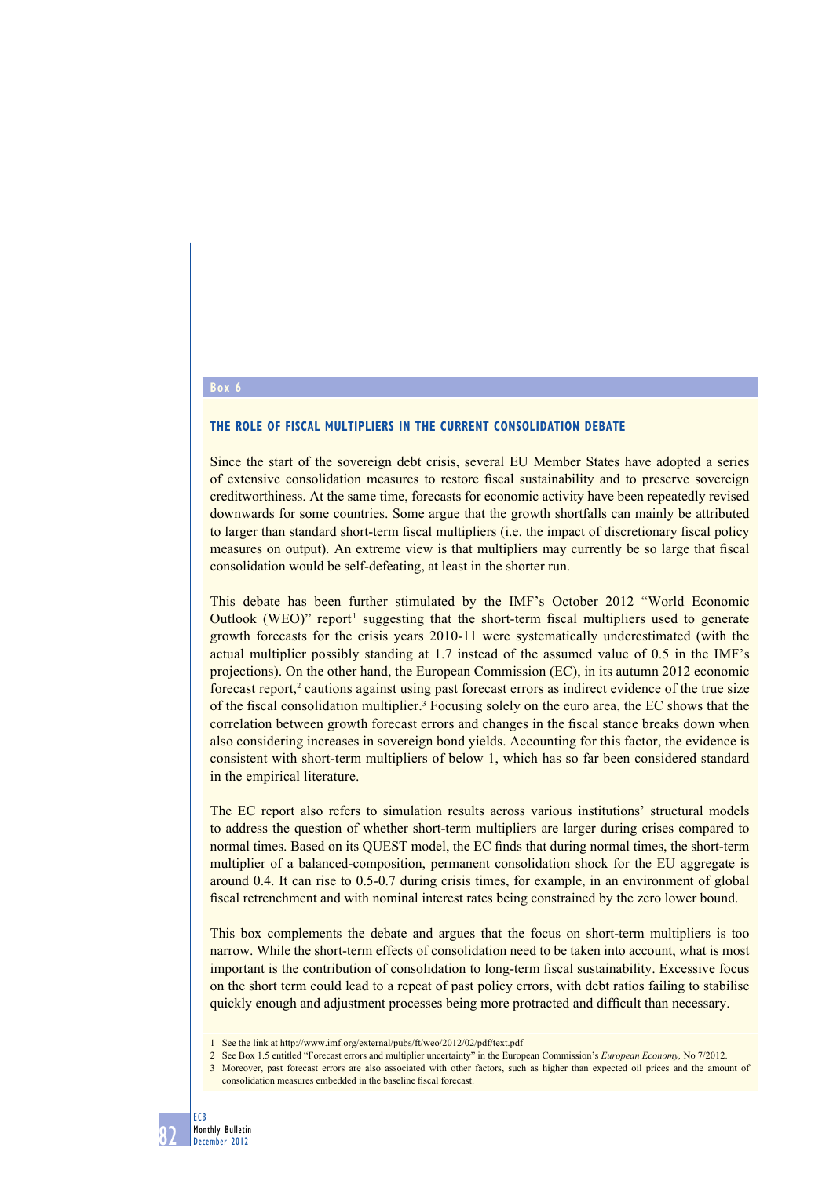**Box 6**

### THE ROLE OF FISCAL MULTIPLIERS IN THE CURRENT CONSOLIDATION DEBATE

Since the start of the sovereign debt crisis, several EU Member States have adopted a series of extensive consolidation measures to restore fiscal sustainability and to preserve sovereign creditworthiness. At the same time, forecasts for economic activity have been repeatedly revised downwards for some countries. Some argue that the growth shortfalls can mainly be attributed to larger than standard short-term fiscal multipliers (i.e. the impact of discretionary fiscal policy measures on output). An extreme view is that multipliers may currently be so large that fiscal consolidation would be self-defeating, at least in the shorter run.

This debate has been further stimulated by the IMF's October 2012 "World Economic Outlook (WEO)" report[1] suggesting that the short-term fiscal multipliers used to generate growth forecasts for the crisis years 2010-11 were systematically underestimated (with the actual multiplier possibly standing at 1.7 instead of the assumed value of 0.5 in the IMF's projections). On the other hand, the European Commission (EC), in its autumn 2012 economic forecast report,[2] cautions against using past forecast errors as indirect evidence of the true size of the fiscal consolidation multiplier.[3] Focusing solely on the euro area, the EC shows that the correlation between growth forecast errors and changes in the fiscal stance breaks down when also considering increases in sovereign bond yields. Accounting for this factor, the evidence is consistent with short-term multipliers of below 1, which has so far been considered standard in the empirical literature.

The EC report also refers to simulation results across various institutions' structural models to address the question of whether short-term multipliers are larger during crises compared to normal times. Based on its QUEST model, the EC finds that during normal times, the short-term multiplier of a balanced-composition, permanent consolidation shock for the EU aggregate is around 0.4. It can rise to 0.5-0.7 during crisis times, for example, in an environment of global fiscal retrenchment and with nominal interest rates being constrained by the zero lower bound.

This box complements the debate and argues that the focus on short-term multipliers is too narrow. While the short-term effects of consolidation need to be taken into account, what is most important is the contribution of consolidation to long-term fiscal sustainability. Excessive focus on the short term could lead to a repeat of past policy errors, with debt ratios failing to stabilise quickly enough and adjustment processes being more protracted and difficult than necessary.

1 See the link at http://www.imf.org/external/pubs/ft/weo/2012/02/pdf/text.pdf

2 See Box 1.5 entitled "Forecast errors and multiplier uncertainty" in the European Commission's *European Economy,* No 7/2012.

3 Moreover, past forecast errors are also associated with other factors, such as higher than expected oil prices and the amount of consolidation measures embedded in the baseline fiscal forecast.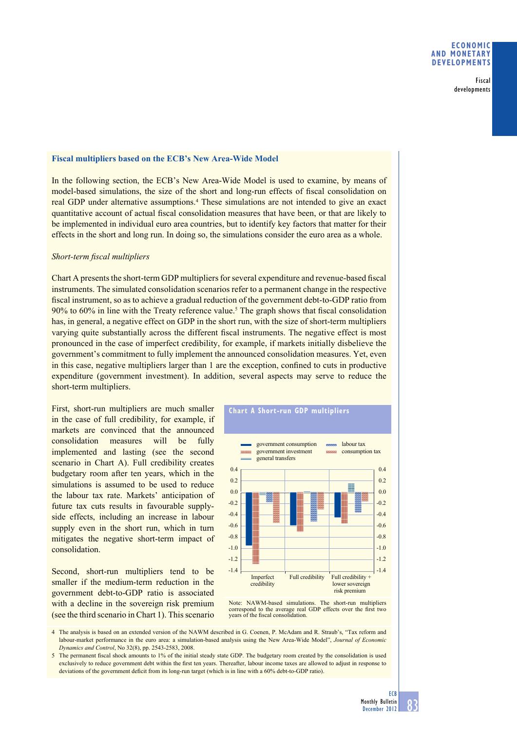## Fiscal multipliers based on the ECB's New Area-Wide Model

In the following section, the ECB's New Area-Wide Model is used to examine, by means of model-based simulations, the size of the short and long-run effects of fiscal consolidation on real GDP under alternative assumptions.[4] These simulations are not intended to give an exact quantitative account of actual fiscal consolidation measures that have been, or that are likely to be implemented in individual euro area countries, but to identify key factors that matter for their effects in the short and long run. In doing so, the simulations consider the euro area as a whole.

*Short-term fiscal multipliers*

Chart A presents the short-term GDP multipliers for several expenditure and revenue-based fiscal instruments. The simulated consolidation scenarios refer to a permanent change in the respective fiscal instrument, so as to achieve a gradual reduction of the government debt-to-GDP ratio from 90% to 60% in line with the Treaty reference value.[5] The graph shows that fiscal consolidation has, in general, a negative effect on GDP in the short run, with the size of short-term multipliers varying quite substantially across the different fiscal instruments. The negative effect is most pronounced in the case of imperfect credibility, for example, if markets initially disbelieve the government's commitment to fully implement the announced consolidation measures. Yet, even in this case, negative multipliers larger than 1 are the exception, confined to cuts in productive expenditure (government investment). In addition, several aspects may serve to reduce the short-term multipliers.

First, short-run multipliers are much smaller in the case of full credibility, for example, if markets are convinced that the announced consolidation measures will be fully implemented and lasting (see the second scenario in Chart A). Full credibility creates budgetary room after ten years, which in the simulations is assumed to be used to reduce the labour tax rate. Markets' anticipation of future tax cuts results in favourable supply-side effects, including an increase in labour supply even in the short run, which in turn mitigates the negative short-term impact of consolidation.

Second, short-run multipliers tend to be smaller if the medium-term reduction in the government debt-to-GDP ratio is associated with a decline in the sovereign risk premium (see the third scenario in Chart 1). This scenario

**Chart A Short-run GDP multipliers**

Legend: government consumption; government investment; general transfers; labour tax; consumption tax

Scenarios: Imperfect credibility; Full credibility; Full credibility + lower sovereign risk premium

Note: NAWM-based simulations. The short-run multipliers correspond to the average real GDP effects over the first two years of the fiscal consolidation.

---

4 The analysis is based on an extended version of the NAWM described in G. Coenen, P. McAdam and R. Straub's, "Tax reform and labour-market performance in the euro area: a simulation-based analysis using the New Area-Wide Model", *Journal of Economic Dynamics and Control*, No 32(8), pp. 2543-2583, 2008.

5 The permanent fiscal shock amounts to 1% of the initial steady state GDP. The budgetary room created by the consolidation is used exclusively to reduce government debt within the first ten years. Thereafter, labour income taxes are allowed to adjust in response to deviations of the government deficit from its long-run target (which is in line with a 60% debt-to-GDP ratio).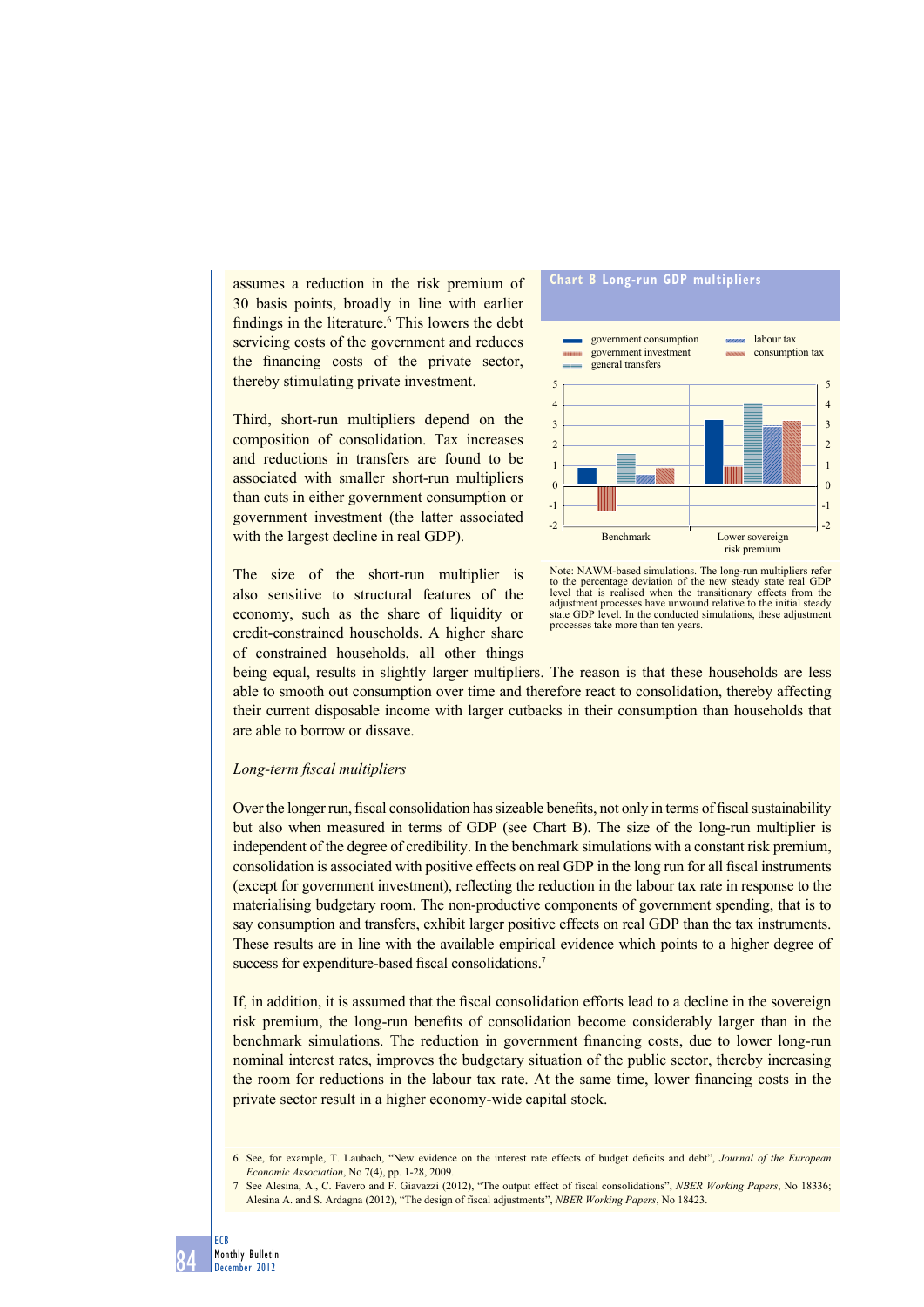assumes a reduction in the risk premium of 30 basis points, broadly in line with earlier findings in the literature.[6] This lowers the debt servicing costs of the government and reduces the financing costs of the private sector, thereby stimulating private investment.

Third, short-run multipliers depend on the composition of consolidation. Tax increases and reductions in transfers are found to be associated with smaller short-run multipliers than cuts in either government consumption or government investment (the latter associated with the largest decline in real GDP).

The size of the short-run multiplier is also sensitive to structural features of the economy, such as the share of liquidity or credit-constrained households. A higher share of constrained households, all other things being equal, results in slightly larger multipliers. The reason is that these households are less able to smooth out consumption over time and therefore react to consolidation, thereby affecting their current disposable income with larger cutbacks in their consumption than households that are able to borrow or dissave.

**Chart B Long-run GDP multipliers**

- government consumption
- government investment
- general transfers
- labour tax
- consumption tax

(Categories: Benchmark; Lower sovereign risk premium)

Note: NAWM-based simulations. The long-run multipliers refer to the percentage deviation of the new steady state real GDP level that is realised when the transitionary effects from the adjustment processes have unwound relative to the initial steady state GDP level. In the conducted simulations, these adjustment processes take more than ten years.

*Long-term fiscal multipliers*

Over the longer run, fiscal consolidation has sizeable benefits, not only in terms of fiscal sustainability but also when measured in terms of GDP (see Chart B). The size of the long-run multiplier is independent of the degree of credibility. In the benchmark simulations with a constant risk premium, consolidation is associated with positive effects on real GDP in the long run for all fiscal instruments (except for government investment), reflecting the reduction in the labour tax rate in response to the materialising budgetary room. The non-productive components of government spending, that is to say consumption and transfers, exhibit larger positive effects on real GDP than the tax instruments. These results are in line with the available empirical evidence which points to a higher degree of success for expenditure-based fiscal consolidations.[7]

If, in addition, it is assumed that the fiscal consolidation efforts lead to a decline in the sovereign risk premium, the long-run benefits of consolidation become considerably larger than in the benchmark simulations. The reduction in government financing costs, due to lower long-run nominal interest rates, improves the budgetary situation of the public sector, thereby increasing the room for reductions in the labour tax rate. At the same time, lower financing costs in the private sector result in a higher economy-wide capital stock.

6 See, for example, T. Laubach, "New evidence on the interest rate effects of budget deficits and debt", *Journal of the European Economic Association*, No 7(4), pp. 1-28, 2009.

7 See Alesina, A., C. Favero and F. Giavazzi (2012), "The output effect of fiscal consolidations", *NBER Working Papers*, No 18336; Alesina A. and S. Ardagna (2012), "The design of fiscal adjustments", *NBER Working Papers*, No 18423.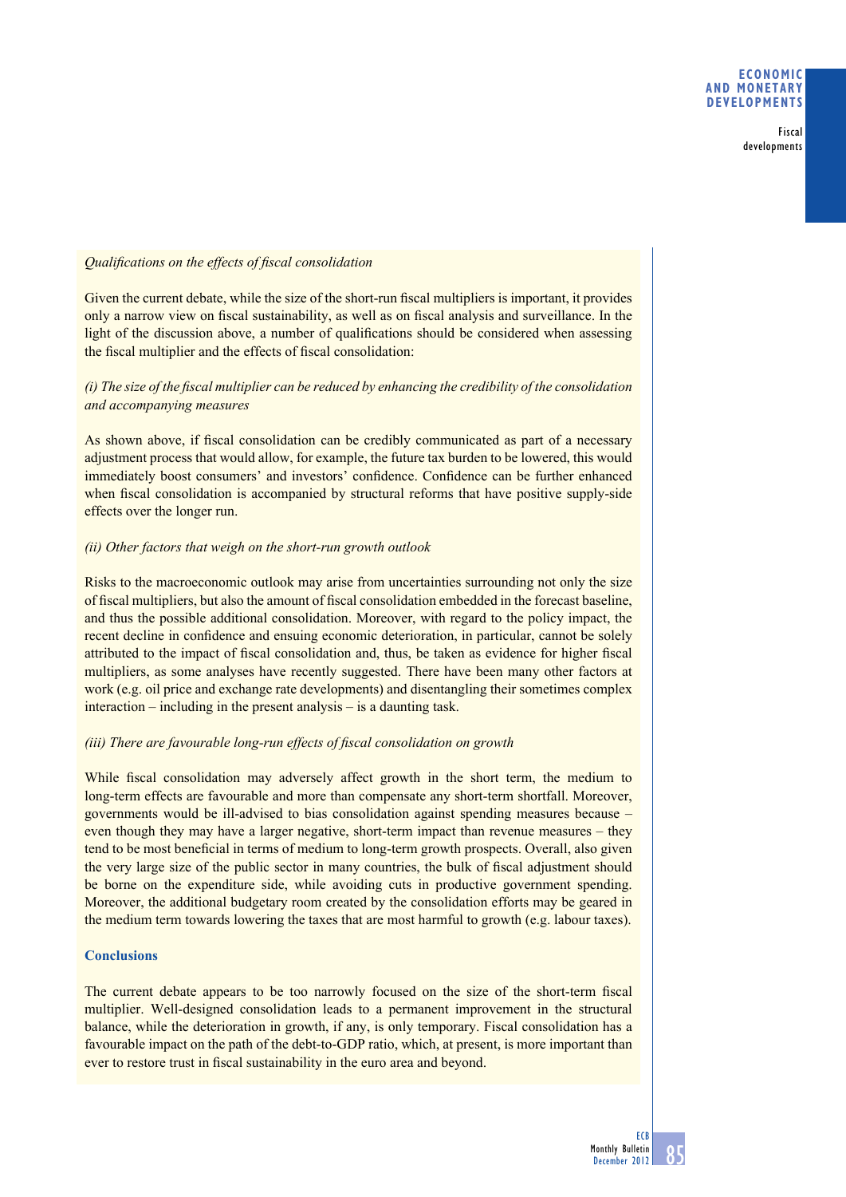*Qualifications on the effects of fiscal consolidation*

Given the current debate, while the size of the short-run fiscal multipliers is important, it provides only a narrow view on fiscal sustainability, as well as on fiscal analysis and surveillance. In the light of the discussion above, a number of qualifications should be considered when assessing the fiscal multiplier and the effects of fiscal consolidation:

*(i) The size of the fiscal multiplier can be reduced by enhancing the credibility of the consolidation and accompanying measures*

As shown above, if fiscal consolidation can be credibly communicated as part of a necessary adjustment process that would allow, for example, the future tax burden to be lowered, this would immediately boost consumers' and investors' confidence. Confidence can be further enhanced when fiscal consolidation is accompanied by structural reforms that have positive supply-side effects over the longer run.

*(ii) Other factors that weigh on the short-run growth outlook*

Risks to the macroeconomic outlook may arise from uncertainties surrounding not only the size of fiscal multipliers, but also the amount of fiscal consolidation embedded in the forecast baseline, and thus the possible additional consolidation. Moreover, with regard to the policy impact, the recent decline in confidence and ensuing economic deterioration, in particular, cannot be solely attributed to the impact of fiscal consolidation and, thus, be taken as evidence for higher fiscal multipliers, as some analyses have recently suggested. There have been many other factors at work (e.g. oil price and exchange rate developments) and disentangling their sometimes complex interaction – including in the present analysis – is a daunting task.

*(iii) There are favourable long-run effects of fiscal consolidation on growth*

While fiscal consolidation may adversely affect growth in the short term, the medium to long-term effects are favourable and more than compensate any short-term shortfall. Moreover, governments would be ill-advised to bias consolidation against spending measures because – even though they may have a larger negative, short-term impact than revenue measures – they tend to be most beneficial in terms of medium to long-term growth prospects. Overall, also given the very large size of the public sector in many countries, the bulk of fiscal adjustment should be borne on the expenditure side, while avoiding cuts in productive government spending. Moreover, the additional budgetary room created by the consolidation efforts may be geared in the medium term towards lowering the taxes that are most harmful to growth (e.g. labour taxes).

**Conclusions**

The current debate appears to be too narrowly focused on the size of the short-term fiscal multiplier. Well-designed consolidation leads to a permanent improvement in the structural balance, while the deterioration in growth, if any, is only temporary. Fiscal consolidation has a favourable impact on the path of the debt-to-GDP ratio, which, at present, is more important than ever to restore trust in fiscal sustainability in the euro area and beyond.